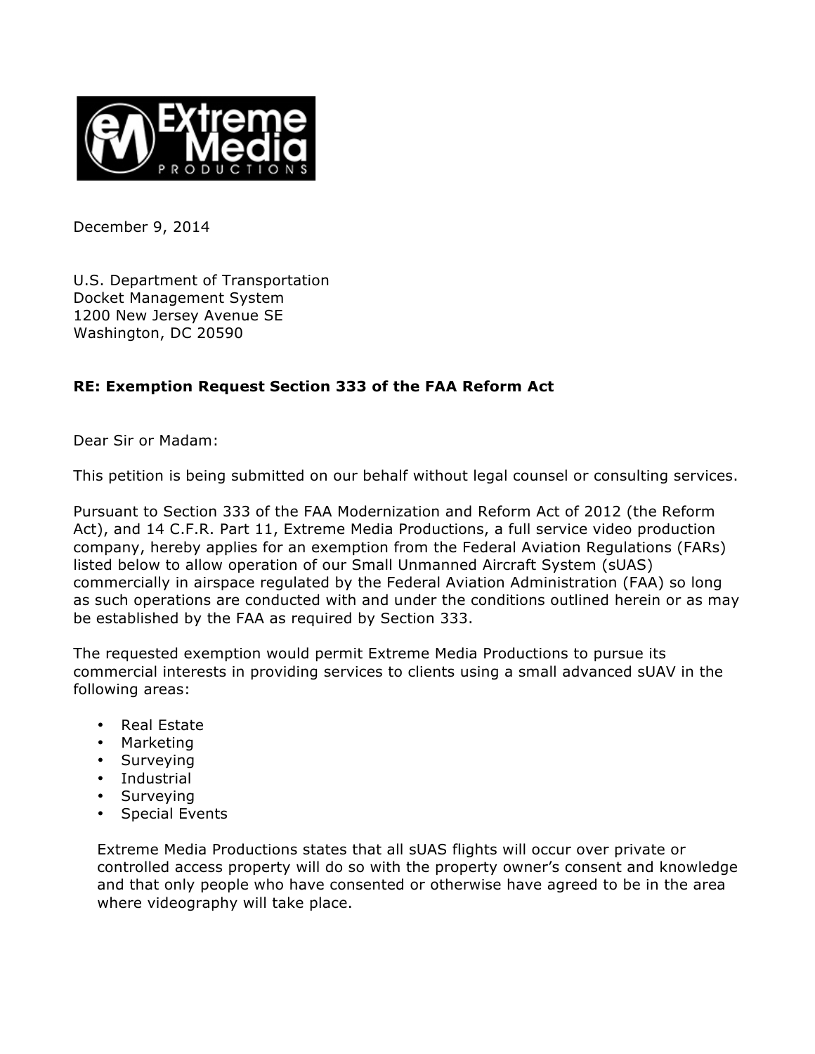December 9, 2014

U.S. Department of Transportation
Docket Management System
1200 New Jersey Avenue SE
Washington, DC 20590

**RE: Exemption Request Section 333 of the FAA Reform Act**

Dear Sir or Madam:

This petition is being submitted on our behalf without legal counsel or consulting services.

Pursuant to Section 333 of the FAA Modernization and Reform Act of 2012 (the Reform Act), and 14 C.F.R. Part 11, Extreme Media Productions, a full service video production company, hereby applies for an exemption from the Federal Aviation Regulations (FARs) listed below to allow operation of our Small Unmanned Aircraft System (sUAS) commercially in airspace regulated by the Federal Aviation Administration (FAA) so long as such operations are conducted with and under the conditions outlined herein or as may be established by the FAA as required by Section 333.

The requested exemption would permit Extreme Media Productions to pursue its commercial interests in providing services to clients using a small advanced sUAV in the following areas:

- Real Estate
- Marketing
- Surveying
- Industrial
- Surveying
- Special Events

Extreme Media Productions states that all sUAS flights will occur over private or controlled access property will do so with the property owner's consent and knowledge and that only people who have consented or otherwise have agreed to be in the area where videography will take place.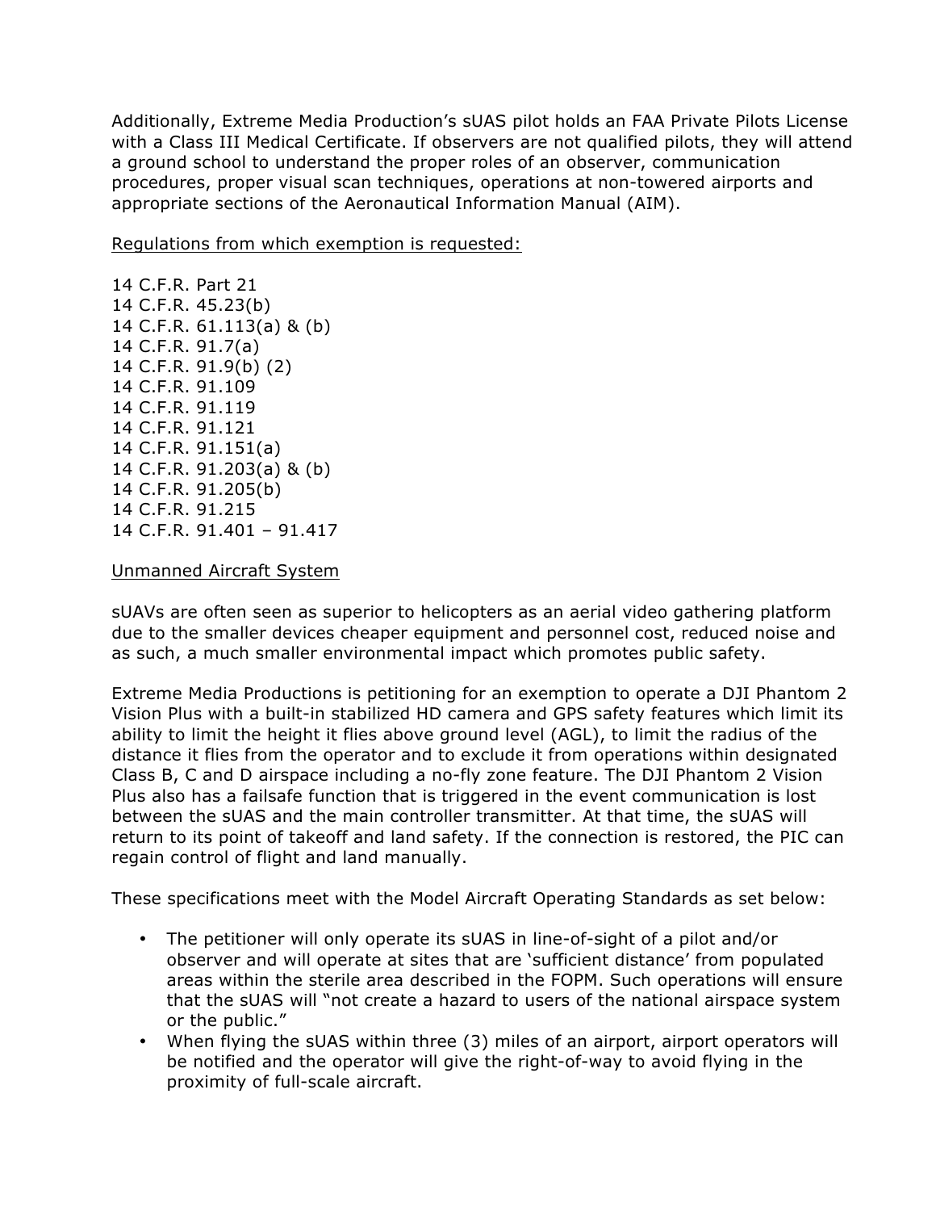Additionally, Extreme Media Production's sUAS pilot holds an FAA Private Pilots License with a Class III Medical Certificate. If observers are not qualified pilots, they will attend a ground school to understand the proper roles of an observer, communication procedures, proper visual scan techniques, operations at non-towered airports and appropriate sections of the Aeronautical Information Manual (AIM).

<u>Regulations from which exemption is requested:</u>

14 C.F.R. Part 21
14 C.F.R. 45.23(b)
14 C.F.R. 61.113(a) & (b)
14 C.F.R. 91.7(a)
14 C.F.R. 91.9(b) (2)
14 C.F.R. 91.109
14 C.F.R. 91.119
14 C.F.R. 91.121
14 C.F.R. 91.151(a)
14 C.F.R. 91.203(a) & (b)
14 C.F.R. 91.205(b)
14 C.F.R. 91.215
14 C.F.R. 91.401 – 91.417

<u>Unmanned Aircraft System</u>

sUAVs are often seen as superior to helicopters as an aerial video gathering platform due to the smaller devices cheaper equipment and personnel cost, reduced noise and as such, a much smaller environmental impact which promotes public safety.

Extreme Media Productions is petitioning for an exemption to operate a DJI Phantom 2 Vision Plus with a built-in stabilized HD camera and GPS safety features which limit its ability to limit the height it flies above ground level (AGL), to limit the radius of the distance it flies from the operator and to exclude it from operations within designated Class B, C and D airspace including a no-fly zone feature. The DJI Phantom 2 Vision Plus also has a failsafe function that is triggered in the event communication is lost between the sUAS and the main controller transmitter. At that time, the sUAS will return to its point of takeoff and land safety. If the connection is restored, the PIC can regain control of flight and land manually.

These specifications meet with the Model Aircraft Operating Standards as set below:

- The petitioner will only operate its sUAS in line-of-sight of a pilot and/or observer and will operate at sites that are 'sufficient distance' from populated areas within the sterile area described in the FOPM. Such operations will ensure that the sUAS will "not create a hazard to users of the national airspace system or the public."
- When flying the sUAS within three (3) miles of an airport, airport operators will be notified and the operator will give the right-of-way to avoid flying in the proximity of full-scale aircraft.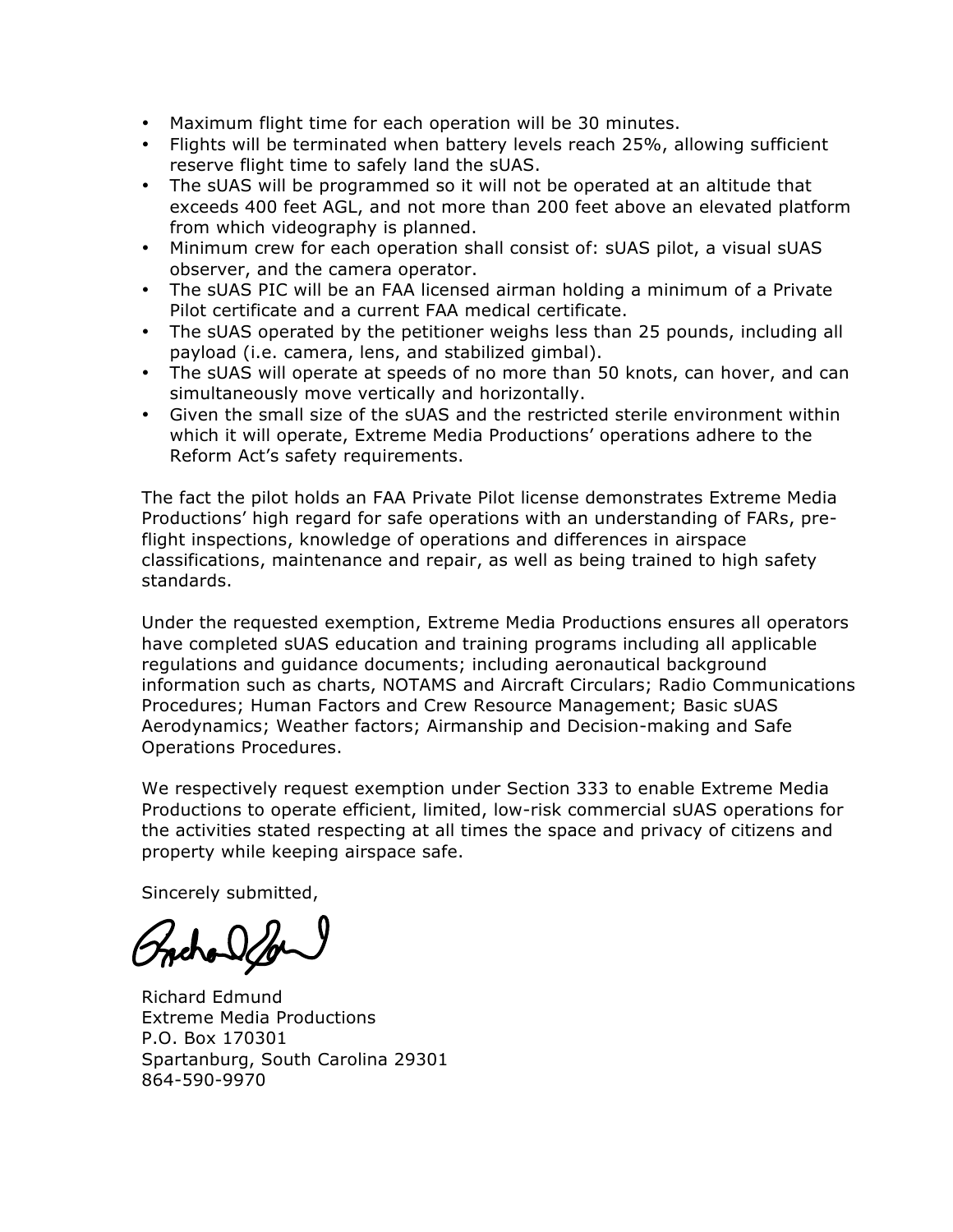- Maximum flight time for each operation will be 30 minutes.
- Flights will be terminated when battery levels reach 25%, allowing sufficient reserve flight time to safely land the sUAS.
- The sUAS will be programmed so it will not be operated at an altitude that exceeds 400 feet AGL, and not more than 200 feet above an elevated platform from which videography is planned.
- Minimum crew for each operation shall consist of: sUAS pilot, a visual sUAS observer, and the camera operator.
- The sUAS PIC will be an FAA licensed airman holding a minimum of a Private Pilot certificate and a current FAA medical certificate.
- The sUAS operated by the petitioner weighs less than 25 pounds, including all payload (i.e. camera, lens, and stabilized gimbal).
- The sUAS will operate at speeds of no more than 50 knots, can hover, and can simultaneously move vertically and horizontally.
- Given the small size of the sUAS and the restricted sterile environment within which it will operate, Extreme Media Productions' operations adhere to the Reform Act's safety requirements.

The fact the pilot holds an FAA Private Pilot license demonstrates Extreme Media Productions' high regard for safe operations with an understanding of FARs, pre-flight inspections, knowledge of operations and differences in airspace classifications, maintenance and repair, as well as being trained to high safety standards.

Under the requested exemption, Extreme Media Productions ensures all operators have completed sUAS education and training programs including all applicable regulations and guidance documents; including aeronautical background information such as charts, NOTAMS and Aircraft Circulars; Radio Communications Procedures; Human Factors and Crew Resource Management; Basic sUAS Aerodynamics; Weather factors; Airmanship and Decision-making and Safe Operations Procedures.

We respectively request exemption under Section 333 to enable Extreme Media Productions to operate efficient, limited, low-risk commercial sUAS operations for the activities stated respecting at all times the space and privacy of citizens and property while keeping airspace safe.

Sincerely submitted,

Richard Edmund
Extreme Media Productions
P.O. Box 170301
Spartanburg, South Carolina 29301
864-590-9970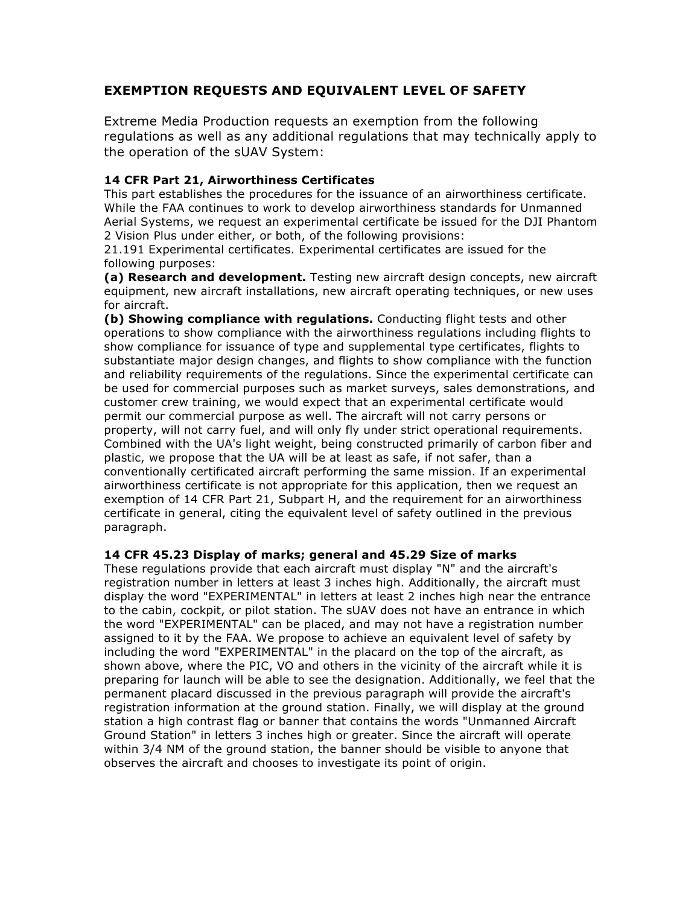## EXEMPTION REQUESTS AND EQUIVALENT LEVEL OF SAFETY

Extreme Media Production requests an exemption from the following regulations as well as any additional regulations that may technically apply to the operation of the sUAV System:

### 14 CFR Part 21, Airworthiness Certificates

This part establishes the procedures for the issuance of an airworthiness certificate. While the FAA continues to work to develop airworthiness standards for Unmanned Aerial Systems, we request an experimental certificate be issued for the DJI Phantom 2 Vision Plus under either, or both, of the following provisions:

21.191 Experimental certificates. Experimental certificates are issued for the following purposes:

**(a) Research and development.** Testing new aircraft design concepts, new aircraft equipment, new aircraft installations, new aircraft operating techniques, or new uses for aircraft.

**(b) Showing compliance with regulations.** Conducting flight tests and other operations to show compliance with the airworthiness regulations including flights to show compliance for issuance of type and supplemental type certificates, flights to substantiate major design changes, and flights to show compliance with the function and reliability requirements of the regulations. Since the experimental certificate can be used for commercial purposes such as market surveys, sales demonstrations, and customer crew training, we would expect that an experimental certificate would permit our commercial purpose as well. The aircraft will not carry persons or property, will not carry fuel, and will only fly under strict operational requirements. Combined with the UA's light weight, being constructed primarily of carbon fiber and plastic, we propose that the UA will be at least as safe, if not safer, than a conventionally certificated aircraft performing the same mission. If an experimental airworthiness certificate is not appropriate for this application, then we request an exemption of 14 CFR Part 21, Subpart H, and the requirement for an airworthiness certificate in general, citing the equivalent level of safety outlined in the previous paragraph.

### 14 CFR 45.23 Display of marks; general and 45.29 Size of marks

These regulations provide that each aircraft must display "N" and the aircraft's registration number in letters at least 3 inches high. Additionally, the aircraft must display the word "EXPERIMENTAL" in letters at least 2 inches high near the entrance to the cabin, cockpit, or pilot station. The sUAV does not have an entrance in which the word "EXPERIMENTAL" can be placed, and may not have a registration number assigned to it by the FAA. We propose to achieve an equivalent level of safety by including the word "EXPERIMENTAL" in the placard on the top of the aircraft, as shown above, where the PIC, VO and others in the vicinity of the aircraft while it is preparing for launch will be able to see the designation. Additionally, we feel that the permanent placard discussed in the previous paragraph will provide the aircraft's registration information at the ground station. Finally, we will display at the ground station a high contrast flag or banner that contains the words "Unmanned Aircraft Ground Station" in letters 3 inches high or greater. Since the aircraft will operate within 3/4 NM of the ground station, the banner should be visible to anyone that observes the aircraft and chooses to investigate its point of origin.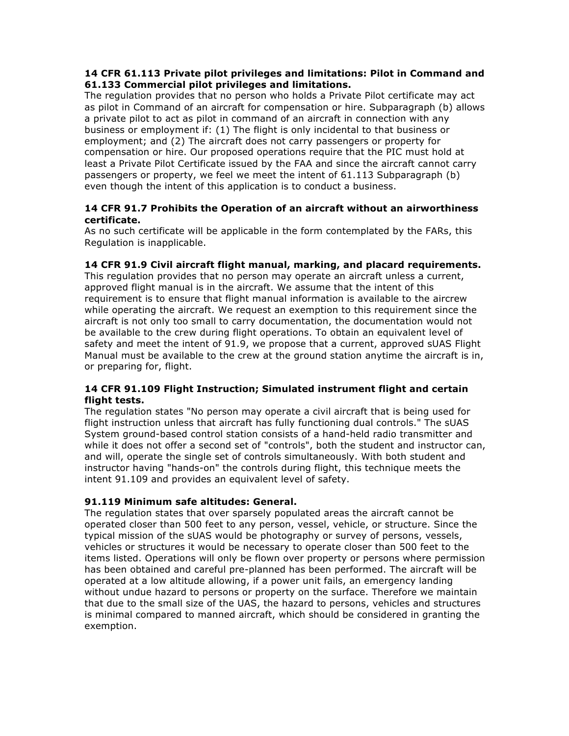**14 CFR 61.113 Private pilot privileges and limitations: Pilot in Command and 61.133 Commercial pilot privileges and limitations.**

The regulation provides that no person who holds a Private Pilot certificate may act as pilot in Command of an aircraft for compensation or hire. Subparagraph (b) allows a private pilot to act as pilot in command of an aircraft in connection with any business or employment if: (1) The flight is only incidental to that business or employment; and (2) The aircraft does not carry passengers or property for compensation or hire. Our proposed operations require that the PIC must hold at least a Private Pilot Certificate issued by the FAA and since the aircraft cannot carry passengers or property, we feel we meet the intent of 61.113 Subparagraph (b) even though the intent of this application is to conduct a business.

**14 CFR 91.7 Prohibits the Operation of an aircraft without an airworthiness certificate.**

As no such certificate will be applicable in the form contemplated by the FARs, this Regulation is inapplicable.

**14 CFR 91.9 Civil aircraft flight manual, marking, and placard requirements.**

This regulation provides that no person may operate an aircraft unless a current, approved flight manual is in the aircraft. We assume that the intent of this requirement is to ensure that flight manual information is available to the aircrew while operating the aircraft. We request an exemption to this requirement since the aircraft is not only too small to carry documentation, the documentation would not be available to the crew during flight operations. To obtain an equivalent level of safety and meet the intent of 91.9, we propose that a current, approved sUAS Flight Manual must be available to the crew at the ground station anytime the aircraft is in, or preparing for, flight.

**14 CFR 91.109 Flight Instruction; Simulated instrument flight and certain flight tests.**

The regulation states "No person may operate a civil aircraft that is being used for flight instruction unless that aircraft has fully functioning dual controls." The sUAS System ground-based control station consists of a hand-held radio transmitter and while it does not offer a second set of "controls", both the student and instructor can, and will, operate the single set of controls simultaneously. With both student and instructor having "hands-on" the controls during flight, this technique meets the intent 91.109 and provides an equivalent level of safety.

**91.119 Minimum safe altitudes: General.**

The regulation states that over sparsely populated areas the aircraft cannot be operated closer than 500 feet to any person, vessel, vehicle, or structure. Since the typical mission of the sUAS would be photography or survey of persons, vessels, vehicles or structures it would be necessary to operate closer than 500 feet to the items listed. Operations will only be flown over property or persons where permission has been obtained and careful pre-planned has been performed. The aircraft will be operated at a low altitude allowing, if a power unit fails, an emergency landing without undue hazard to persons or property on the surface. Therefore we maintain that due to the small size of the UAS, the hazard to persons, vehicles and structures is minimal compared to manned aircraft, which should be considered in granting the exemption.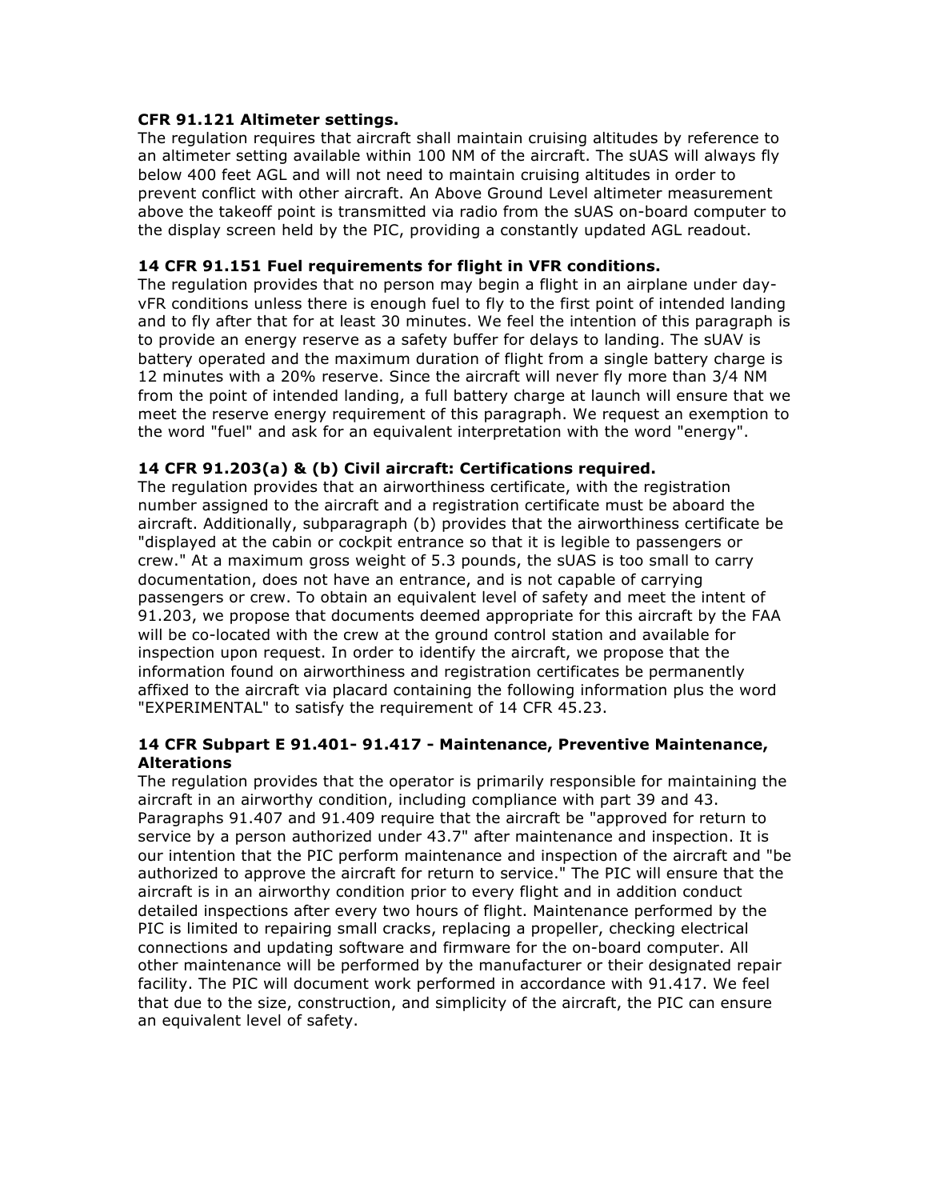**CFR 91.121 Altimeter settings.**

The regulation requires that aircraft shall maintain cruising altitudes by reference to an altimeter setting available within 100 NM of the aircraft. The sUAS will always fly below 400 feet AGL and will not need to maintain cruising altitudes in order to prevent conflict with other aircraft. An Above Ground Level altimeter measurement above the takeoff point is transmitted via radio from the sUAS on-board computer to the display screen held by the PIC, providing a constantly updated AGL readout.

**14 CFR 91.151 Fuel requirements for flight in VFR conditions.**

The regulation provides that no person may begin a flight in an airplane under day-vFR conditions unless there is enough fuel to fly to the first point of intended landing and to fly after that for at least 30 minutes. We feel the intention of this paragraph is to provide an energy reserve as a safety buffer for delays to landing. The sUAV is battery operated and the maximum duration of flight from a single battery charge is 12 minutes with a 20% reserve. Since the aircraft will never fly more than 3/4 NM from the point of intended landing, a full battery charge at launch will ensure that we meet the reserve energy requirement of this paragraph. We request an exemption to the word "fuel" and ask for an equivalent interpretation with the word "energy".

**14 CFR 91.203(a) & (b) Civil aircraft: Certifications required.**

The regulation provides that an airworthiness certificate, with the registration number assigned to the aircraft and a registration certificate must be aboard the aircraft. Additionally, subparagraph (b) provides that the airworthiness certificate be "displayed at the cabin or cockpit entrance so that it is legible to passengers or crew." At a maximum gross weight of 5.3 pounds, the sUAS is too small to carry documentation, does not have an entrance, and is not capable of carrying passengers or crew. To obtain an equivalent level of safety and meet the intent of 91.203, we propose that documents deemed appropriate for this aircraft by the FAA will be co-located with the crew at the ground control station and available for inspection upon request. In order to identify the aircraft, we propose that the information found on airworthiness and registration certificates be permanently affixed to the aircraft via placard containing the following information plus the word "EXPERIMENTAL" to satisfy the requirement of 14 CFR 45.23.

**14 CFR Subpart E 91.401- 91.417 - Maintenance, Preventive Maintenance, Alterations**

The regulation provides that the operator is primarily responsible for maintaining the aircraft in an airworthy condition, including compliance with part 39 and 43. Paragraphs 91.407 and 91.409 require that the aircraft be "approved for return to service by a person authorized under 43.7" after maintenance and inspection. It is our intention that the PIC perform maintenance and inspection of the aircraft and "be authorized to approve the aircraft for return to service." The PIC will ensure that the aircraft is in an airworthy condition prior to every flight and in addition conduct detailed inspections after every two hours of flight. Maintenance performed by the PIC is limited to repairing small cracks, replacing a propeller, checking electrical connections and updating software and firmware for the on-board computer. All other maintenance will be performed by the manufacturer or their designated repair facility. The PIC will document work performed in accordance with 91.417. We feel that due to the size, construction, and simplicity of the aircraft, the PIC can ensure an equivalent level of safety.